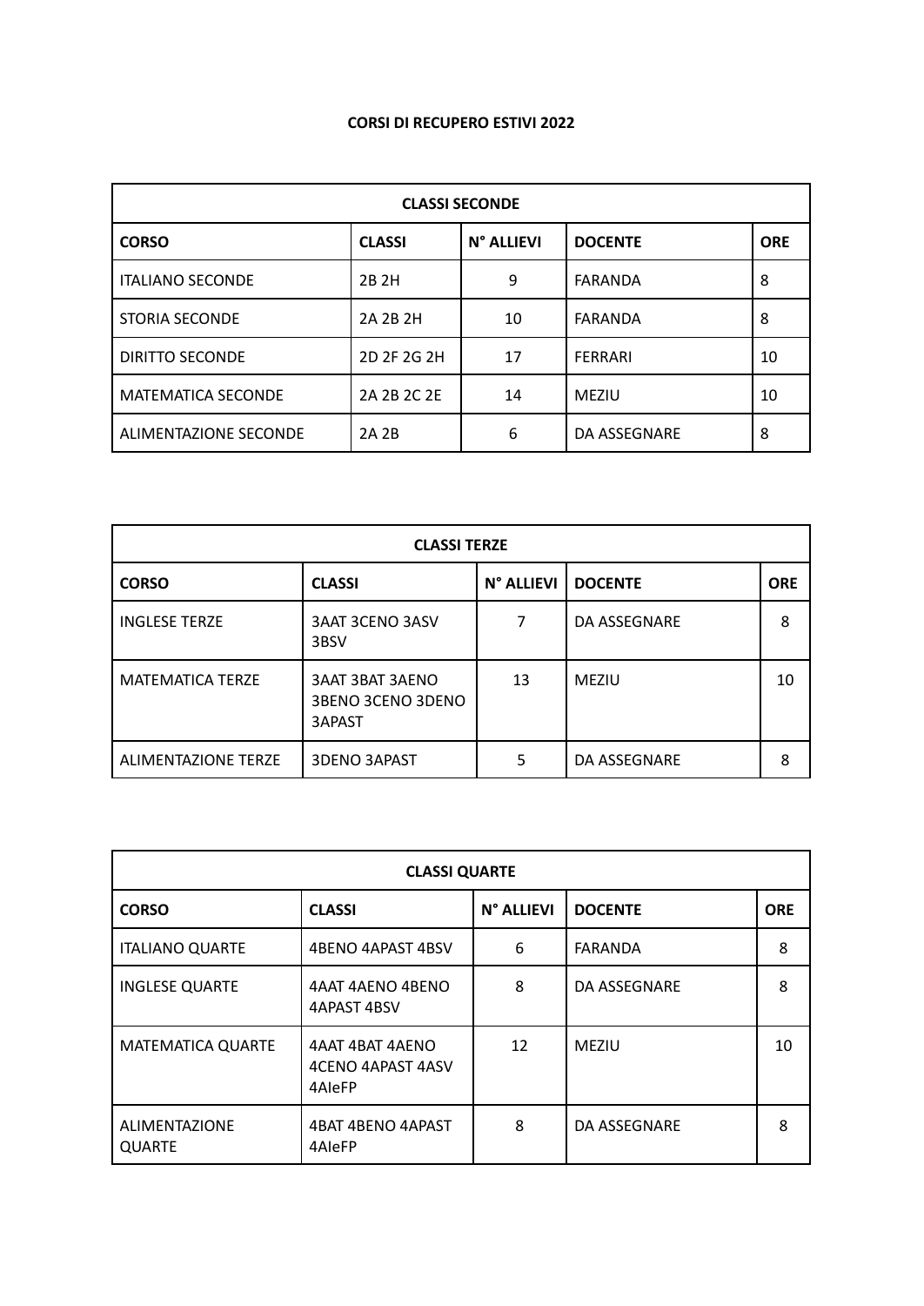# CORSI DI RECUPERO ESTIVI 2022

| CLASSI SECONDE | | | | |
|---|---|---|---|---|
| **CORSO** | **CLASSI** | **N° ALLIEVI** | **DOCENTE** | **ORE** |
| ITALIANO SECONDE | 2B 2H | 9 | FARANDA | 8 |
| STORIA SECONDE | 2A 2B 2H | 10 | FARANDA | 8 |
| DIRITTO SECONDE | 2D 2F 2G 2H | 17 | FERRARI | 10 |
| MATEMATICA SECONDE | 2A 2B 2C 2E | 14 | MEZIU | 10 |
| ALIMENTAZIONE SECONDE | 2A 2B | 6 | DA ASSEGNARE | 8 |

| CLASSI TERZE | | | | |
|---|---|---|---|---|
| **CORSO** | **CLASSI** | **N° ALLIEVI** | **DOCENTE** | **ORE** |
| INGLESE TERZE | 3AAT 3CENO 3ASV 3BSV | 7 | DA ASSEGNARE | 8 |
| MATEMATICA TERZE | 3AAT 3BAT 3AENO 3BENO 3CENO 3DENO 3APAST | 13 | MEZIU | 10 |
| ALIMENTAZIONE TERZE | 3DENO 3APAST | 5 | DA ASSEGNARE | 8 |

| CLASSI QUARTE | | | | |
|---|---|---|---|---|
| **CORSO** | **CLASSI** | **N° ALLIEVI** | **DOCENTE** | **ORE** |
| ITALIANO QUARTE | 4BENO 4APAST 4BSV | 6 | FARANDA | 8 |
| INGLESE QUARTE | 4AAT 4AENO 4BENO 4APAST 4BSV | 8 | DA ASSEGNARE | 8 |
| MATEMATICA QUARTE | 4AAT 4BAT 4AENO 4CENO 4APAST 4ASV 4AIeFP | 12 | MEZIU | 10 |
| ALIMENTAZIONE QUARTE | 4BAT 4BENO 4APAST 4AIeFP | 8 | DA ASSEGNARE | 8 |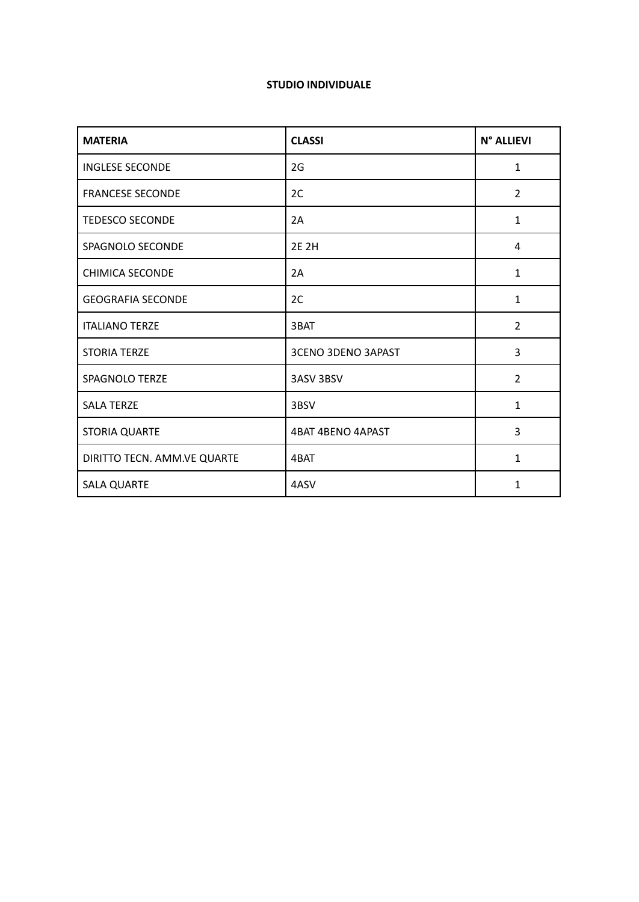**STUDIO INDIVIDUALE**

| MATERIA | CLASSI | N° ALLIEVI |
|---|---|---|
| INGLESE SECONDE | 2G | 1 |
| FRANCESE SECONDE | 2C | 2 |
| TEDESCO SECONDE | 2A | 1 |
| SPAGNOLO SECONDE | 2E 2H | 4 |
| CHIMICA SECONDE | 2A | 1 |
| GEOGRAFIA SECONDE | 2C | 1 |
| ITALIANO TERZE | 3BAT | 2 |
| STORIA TERZE | 3CENO 3DENO 3APAST | 3 |
| SPAGNOLO TERZE | 3ASV 3BSV | 2 |
| SALA TERZE | 3BSV | 1 |
| STORIA QUARTE | 4BAT 4BENO 4APAST | 3 |
| DIRITTO TECN. AMM.VE QUARTE | 4BAT | 1 |
| SALA QUARTE | 4ASV | 1 |